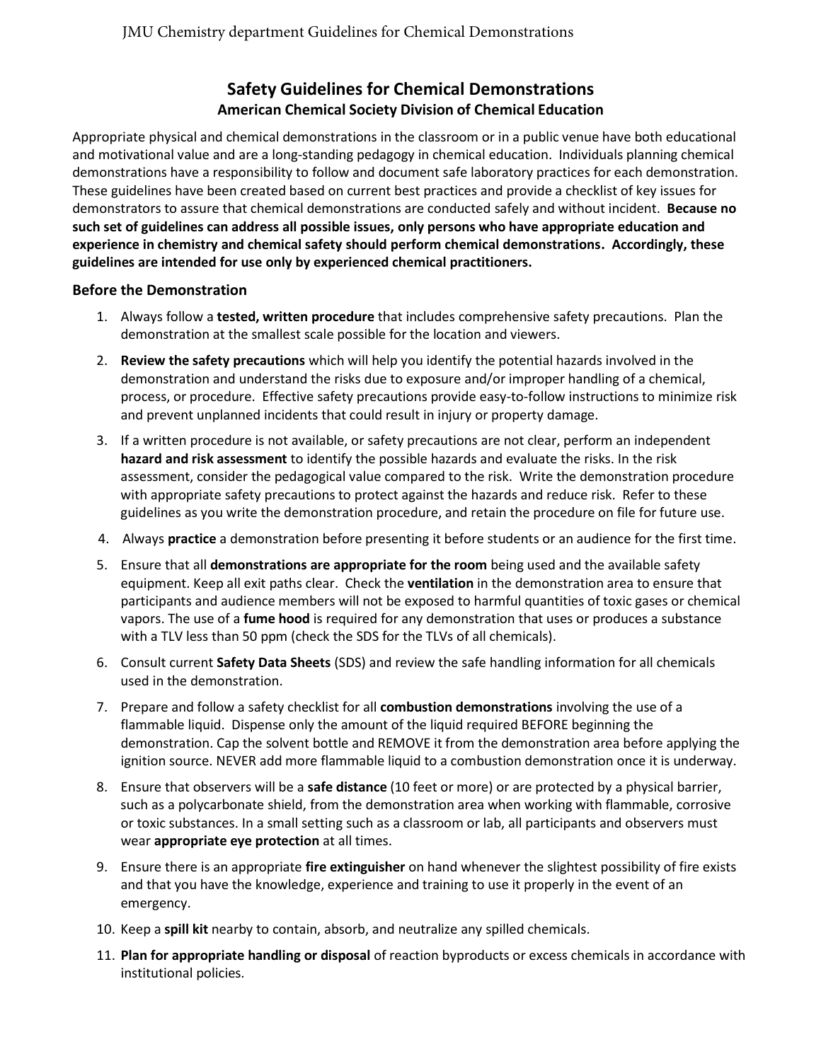# Safety Guidelines for Chemical Demonstrations

## American Chemical Society Division of Chemical Education

Appropriate physical and chemical demonstrations in the classroom or in a public venue have both educational and motivational value and are a long-standing pedagogy in chemical education. Individuals planning chemical demonstrations have a responsibility to follow and document safe laboratory practices for each demonstration. These guidelines have been created based on current best practices and provide a checklist of key issues for demonstrators to assure that chemical demonstrations are conducted safely and without incident. **Because no such set of guidelines can address all possible issues, only persons who have appropriate education and experience in chemistry and chemical safety should perform chemical demonstrations. Accordingly, these guidelines are intended for use only by experienced chemical practitioners.**

### Before the Demonstration

1. Always follow a **tested, written procedure** that includes comprehensive safety precautions. Plan the demonstration at the smallest scale possible for the location and viewers.
2. **Review the safety precautions** which will help you identify the potential hazards involved in the demonstration and understand the risks due to exposure and/or improper handling of a chemical, process, or procedure. Effective safety precautions provide easy-to-follow instructions to minimize risk and prevent unplanned incidents that could result in injury or property damage.
3. If a written procedure is not available, or safety precautions are not clear, perform an independent **hazard and risk assessment** to identify the possible hazards and evaluate the risks. In the risk assessment, consider the pedagogical value compared to the risk. Write the demonstration procedure with appropriate safety precautions to protect against the hazards and reduce risk. Refer to these guidelines as you write the demonstration procedure, and retain the procedure on file for future use.
4. Always **practice** a demonstration before presenting it before students or an audience for the first time.
5. Ensure that all **demonstrations are appropriate for the room** being used and the available safety equipment. Keep all exit paths clear. Check the **ventilation** in the demonstration area to ensure that participants and audience members will not be exposed to harmful quantities of toxic gases or chemical vapors. The use of a **fume hood** is required for any demonstration that uses or produces a substance with a TLV less than 50 ppm (check the SDS for the TLVs of all chemicals).
6. Consult current **Safety Data Sheets** (SDS) and review the safe handling information for all chemicals used in the demonstration.
7. Prepare and follow a safety checklist for all **combustion demonstrations** involving the use of a flammable liquid. Dispense only the amount of the liquid required BEFORE beginning the demonstration. Cap the solvent bottle and REMOVE it from the demonstration area before applying the ignition source. NEVER add more flammable liquid to a combustion demonstration once it is underway.
8. Ensure that observers will be a **safe distance** (10 feet or more) or are protected by a physical barrier, such as a polycarbonate shield, from the demonstration area when working with flammable, corrosive or toxic substances. In a small setting such as a classroom or lab, all participants and observers must wear **appropriate eye protection** at all times.
9. Ensure there is an appropriate **fire extinguisher** on hand whenever the slightest possibility of fire exists and that you have the knowledge, experience and training to use it properly in the event of an emergency.
10. Keep a **spill kit** nearby to contain, absorb, and neutralize any spilled chemicals.
11. **Plan for appropriate handling or disposal** of reaction byproducts or excess chemicals in accordance with institutional policies.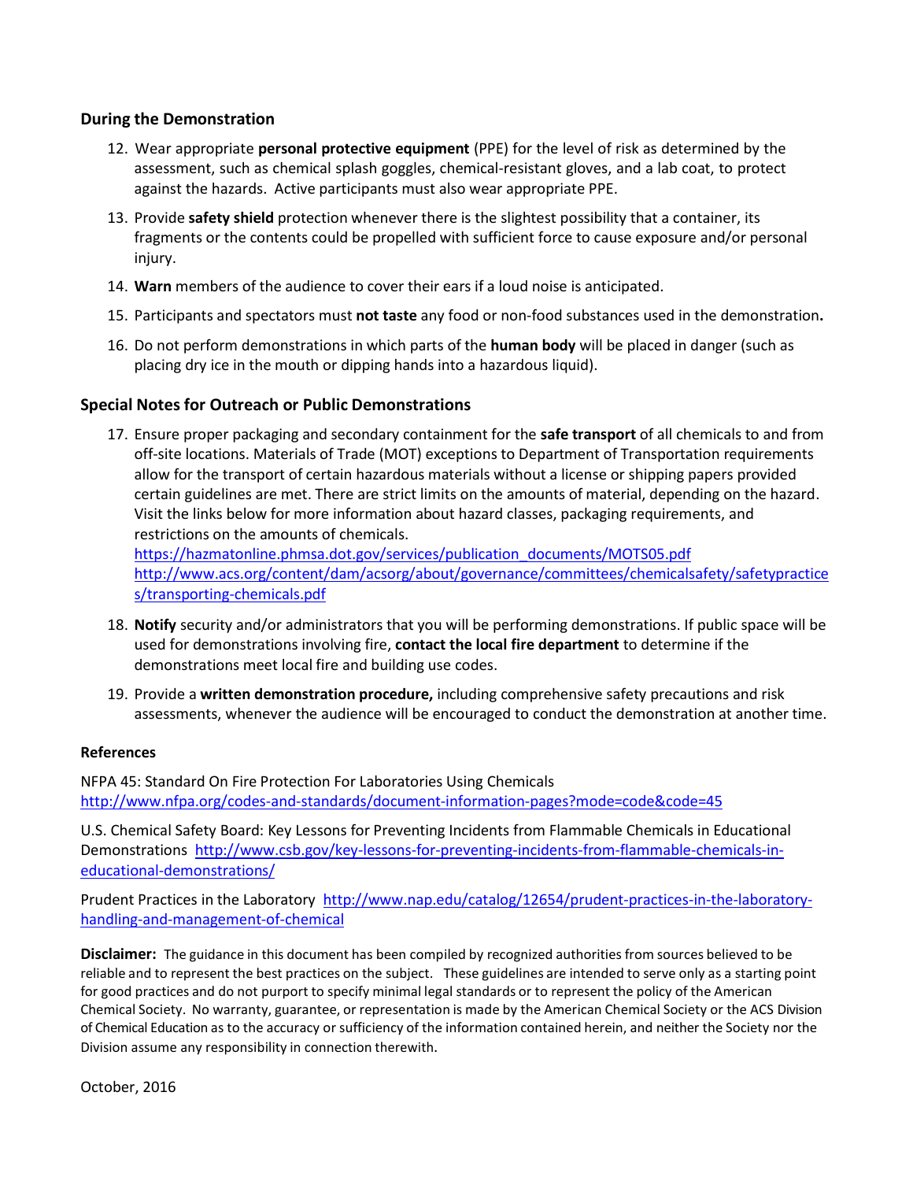## During the Demonstration

12. Wear appropriate **personal protective equipment** (PPE) for the level of risk as determined by the assessment, such as chemical splash goggles, chemical-resistant gloves, and a lab coat, to protect against the hazards. Active participants must also wear appropriate PPE.
13. Provide **safety shield** protection whenever there is the slightest possibility that a container, its fragments or the contents could be propelled with sufficient force to cause exposure and/or personal injury.
14. **Warn** members of the audience to cover their ears if a loud noise is anticipated.
15. Participants and spectators must **not taste** any food or non-food substances used in the demonstration**.**
16. Do not perform demonstrations in which parts of the **human body** will be placed in danger (such as placing dry ice in the mouth or dipping hands into a hazardous liquid).

## Special Notes for Outreach or Public Demonstrations

17. Ensure proper packaging and secondary containment for the **safe transport** of all chemicals to and from off-site locations. Materials of Trade (MOT) exceptions to Department of Transportation requirements allow for the transport of certain hazardous materials without a license or shipping papers provided certain guidelines are met. There are strict limits on the amounts of material, depending on the hazard. Visit the links below for more information about hazard classes, packaging requirements, and restrictions on the amounts of chemicals.
    https://hazmatonline.phmsa.dot.gov/services/publication_documents/MOTS05.pdf
    http://www.acs.org/content/dam/acsorg/about/governance/committees/chemicalsafety/safetypractices/transporting-chemicals.pdf
18. **Notify** security and/or administrators that you will be performing demonstrations. If public space will be used for demonstrations involving fire, **contact the local fire department** to determine if the demonstrations meet local fire and building use codes.
19. Provide a **written demonstration procedure,** including comprehensive safety precautions and risk assessments, whenever the audience will be encouraged to conduct the demonstration at another time.

**References**

NFPA 45: Standard On Fire Protection For Laboratories Using Chemicals
http://www.nfpa.org/codes-and-standards/document-information-pages?mode=code&code=45

U.S. Chemical Safety Board: Key Lessons for Preventing Incidents from Flammable Chemicals in Educational Demonstrations http://www.csb.gov/key-lessons-for-preventing-incidents-from-flammable-chemicals-in-educational-demonstrations/

Prudent Practices in the Laboratory http://www.nap.edu/catalog/12654/prudent-practices-in-the-laboratory-handling-and-management-of-chemical

**Disclaimer:** The guidance in this document has been compiled by recognized authorities from sources believed to be reliable and to represent the best practices on the subject. These guidelines are intended to serve only as a starting point for good practices and do not purport to specify minimal legal standards or to represent the policy of the American Chemical Society. No warranty, guarantee, or representation is made by the American Chemical Society or the ACS Division of Chemical Education as to the accuracy or sufficiency of the information contained herein, and neither the Society nor the Division assume any responsibility in connection therewith.

October, 2016